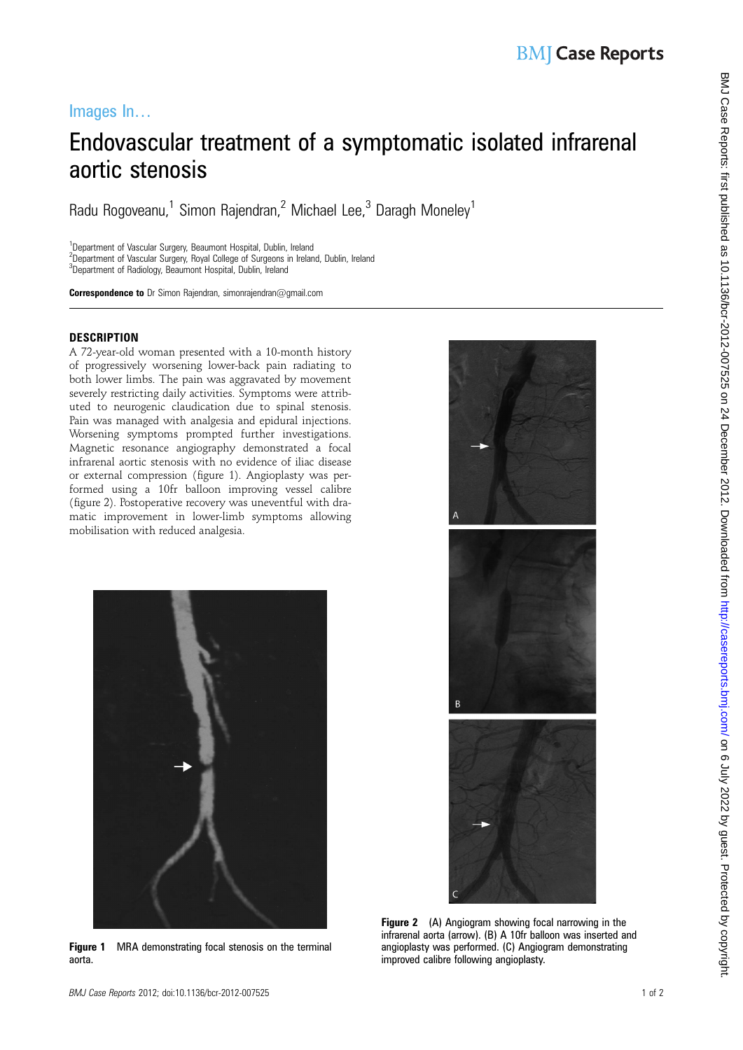Images In…

# Endovascular treatment of a symptomatic isolated infrarenal aortic stenosis

Radu Rogoveanu,[1] Simon Rajendran,[2] Michael Lee,[3] Daragh Moneley[1]

[1]Department of Vascular Surgery, Beaumont Hospital, Dublin, Ireland
[2]Department of Vascular Surgery, Royal College of Surgeons in Ireland, Dublin, Ireland
[3]Department of Radiology, Beaumont Hospital, Dublin, Ireland

**Correspondence to** Dr Simon Rajendran, simonrajendran@gmail.com

## DESCRIPTION

A 72-year-old woman presented with a 10-month history of progressively worsening lower-back pain radiating to both lower limbs. The pain was aggravated by movement severely restricting daily activities. Symptoms were attributed to neurogenic claudication due to spinal stenosis. Pain was managed with analgesia and epidural injections. Worsening symptoms prompted further investigations. Magnetic resonance angiography demonstrated a focal infrarenal aortic stenosis with no evidence of iliac disease or external compression (figure 1). Angioplasty was performed using a 10fr balloon improving vessel calibre (figure 2). Postoperative recovery was uneventful with dramatic improvement in lower-limb symptoms allowing mobilisation with reduced analgesia.

**Figure 1** MRA demonstrating focal stenosis on the terminal aorta.

**Figure 2** (A) Angiogram showing focal narrowing in the infrarenal aorta (arrow). (B) A 10fr balloon was inserted and angioplasty was performed. (C) Angiogram demonstrating improved calibre following angioplasty.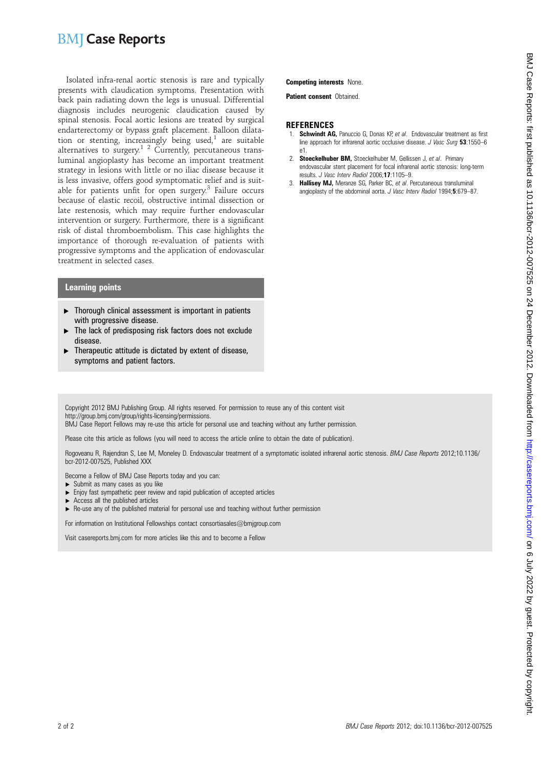Isolated infra-renal aortic stenosis is rare and typically presents with claudication symptoms. Presentation with back pain radiating down the legs is unusual. Differential diagnosis includes neurogenic claudication caused by spinal stenosis. Focal aortic lesions are treated by surgical endarterectomy or bypass graft placement. Balloon dilatation or stenting, increasingly being used,[1] are suitable alternatives to surgery.[1 2] Currently, percutaneous transluminal angioplasty has become an important treatment strategy in lesions with little or no iliac disease because it is less invasive, offers good symptomatic relief and is suitable for patients unfit for open surgery.[3] Failure occurs because of elastic recoil, obstructive intimal dissection or late restenosis, which may require further endovascular intervention or surgery. Furthermore, there is a significant risk of distal thromboembolism. This case highlights the importance of thorough re-evaluation of patients with progressive symptoms and the application of endovascular treatment in selected cases.

## Learning points

- Thorough clinical assessment is important in patients with progressive disease.
- The lack of predisposing risk factors does not exclude disease.
- Therapeutic attitude is dictated by extent of disease, symptoms and patient factors.

**Competing interests** None.

**Patient consent** Obtained.

## REFERENCES

1. **Schwindt AG,** Panuccio G, Donas KP, *et al*. Endovascular treatment as first line approach for infrarenal aortic occlusive disease. *J Vasc Surg* **53**:1550–6 e1.
2. **Stoeckelhuber BM,** Stoeckelhuber M, Gellissen J, *et al*. Primary endovascular stent placement for focal infrarenal aortic stenosis: long-term results. *J Vasc Interv Radiol* 2006;**17**:1105–9.
3. **Hallisey MJ,** Meranze SG, Parker BC, *et al*. Percutaneous transluminal angioplasty of the abdominal aorta. *J Vasc Interv Radiol* 1994;**5**:679–87.

Copyright 2012 BMJ Publishing Group. All rights reserved. For permission to reuse any of this content visit http://group.bmj.com/group/rights-licensing/permissions.
BMJ Case Report Fellows may re-use this article for personal use and teaching without any further permission.

Please cite this article as follows (you will need to access the article online to obtain the date of publication).

Rogoveanu R, Rajendran S, Lee M, Moneley D. Endovascular treatment of a symptomatic isolated infrarenal aortic stenosis. *BMJ Case Reports* 2012;10.1136/bcr-2012-007525, Published XXX

Become a Fellow of BMJ Case Reports today and you can:
- Submit as many cases as you like
- Enjoy fast sympathetic peer review and rapid publication of accepted articles
- Access all the published articles
- Re-use any of the published material for personal use and teaching without further permission

For information on Institutional Fellowships contact consortiasales@bmjgroup.com

Visit casereports.bmj.com for more articles like this and to become a Fellow